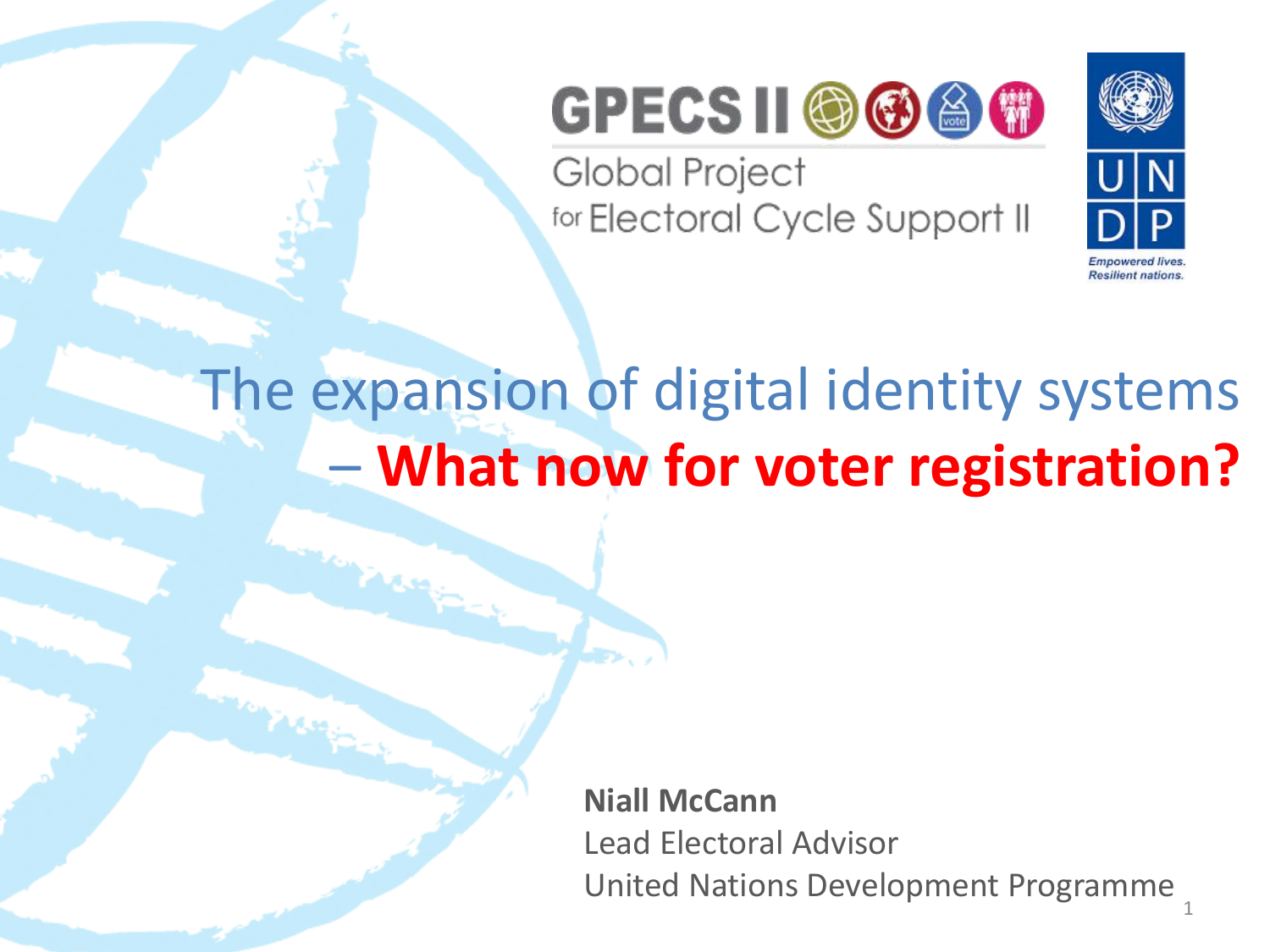GPECS II

Global Project for Electoral Cycle Support II

UNDP

*Empowered lives. Resilient nations.*

# The expansion of digital identity systems – **What now for voter registration?**

**Niall McCann**

Lead Electoral Advisor

United Nations Development Programme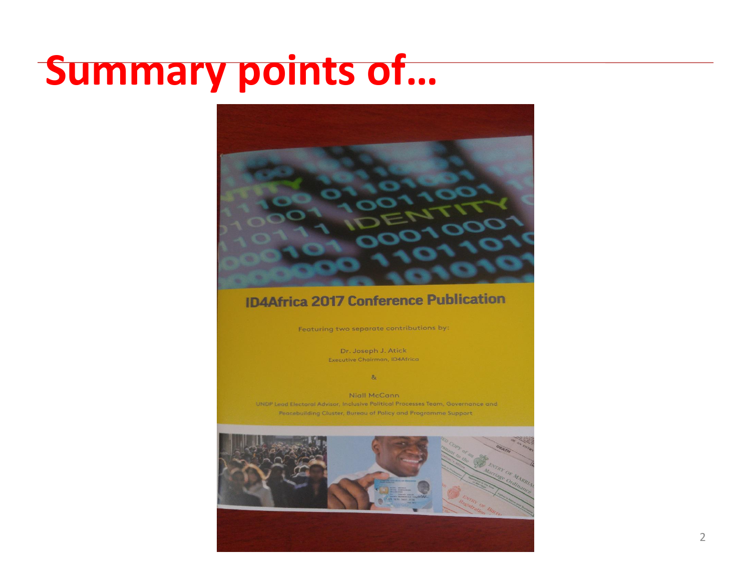# Summary points of…

ID4Africa 2017 Conference Publication

Featuring two separate contributions by:

Dr. Joseph J. Atick
Executive Chairman, ID4Africa

&

Niall McCann
UNDP Lead Electoral Advisor, Inclusive Political Processes Team, Governance and Peacebuilding Cluster, Bureau of Policy and Programme Support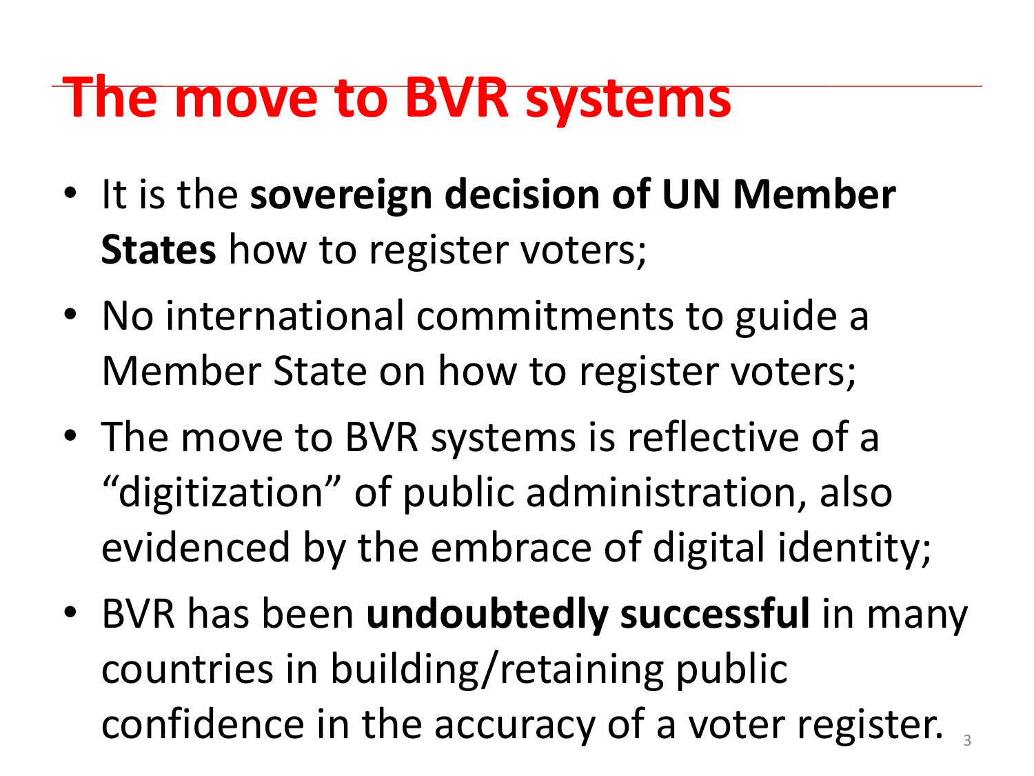# The move to BVR systems

- It is the **sovereign decision of UN Member States** how to register voters;
- No international commitments to guide a Member State on how to register voters;
- The move to BVR systems is reflective of a "digitization" of public administration, also evidenced by the embrace of digital identity;
- BVR has been **undoubtedly successful** in many countries in building/retaining public confidence in the accuracy of a voter register.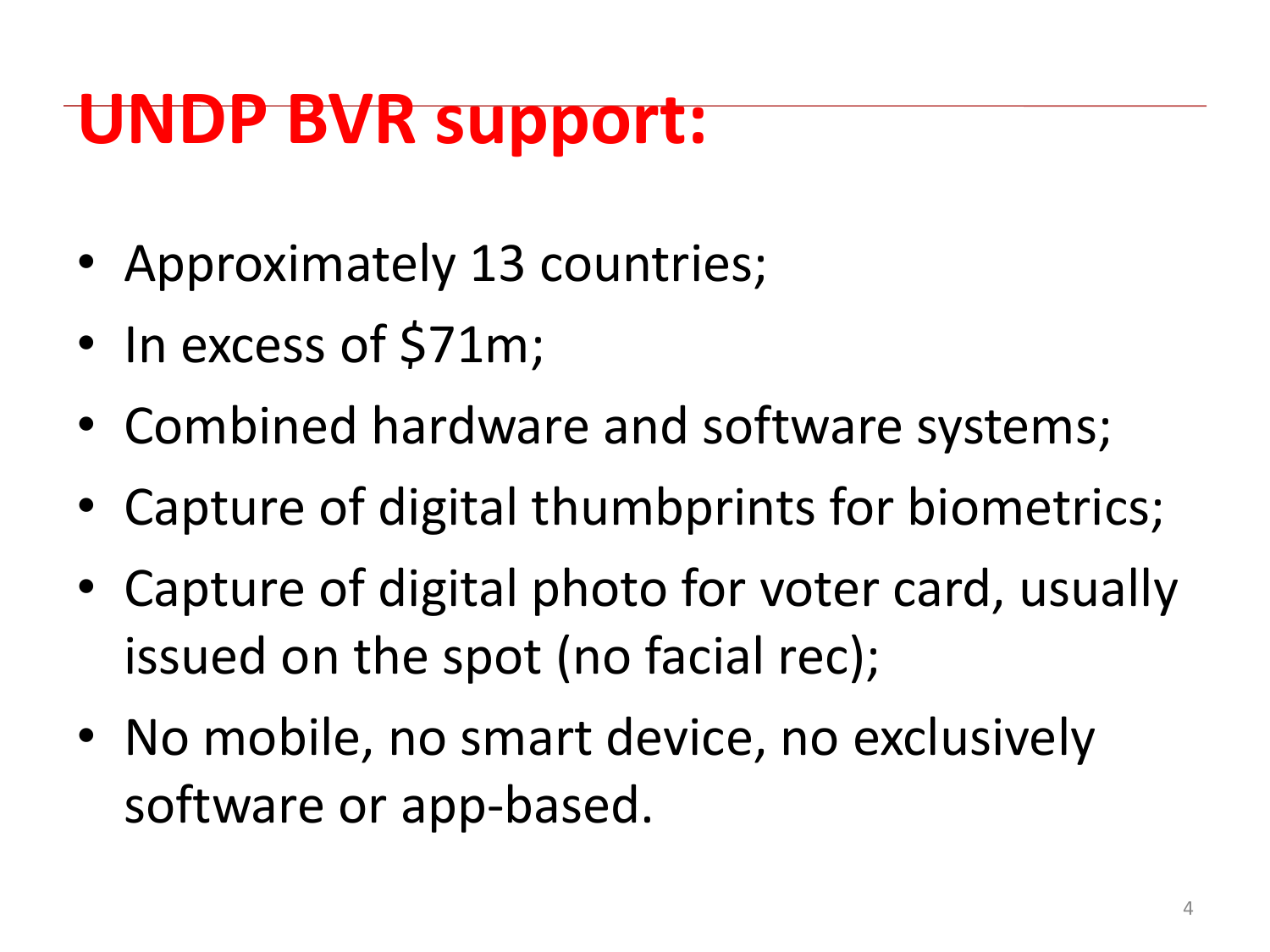# UNDP BVR support:

- Approximately 13 countries;
- In excess of $71m;
- Combined hardware and software systems;
- Capture of digital thumbprints for biometrics;
- Capture of digital photo for voter card, usually issued on the spot (no facial rec);
- No mobile, no smart device, no exclusively software or app-based.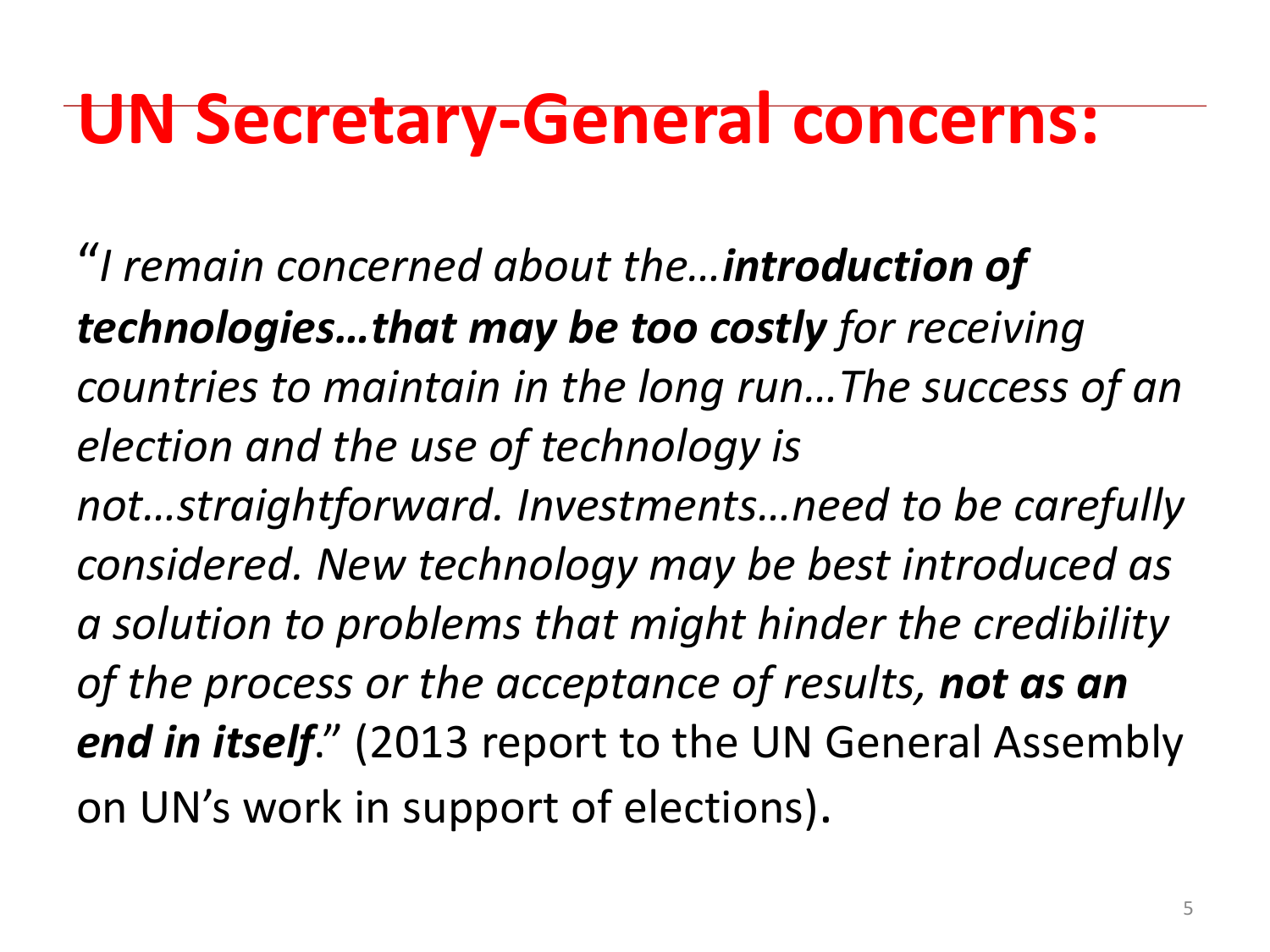# UN Secretary-General concerns:

"*I remain concerned about the…**introduction of technologies…that may be too costly** for receiving countries to maintain in the long run…The success of an election and the use of technology is not…straightforward. Investments…need to be carefully considered. New technology may be best introduced as a solution to problems that might hinder the credibility of the process or the acceptance of results, **not as an end in itself**.*" (2013 report to the UN General Assembly on UN's work in support of elections).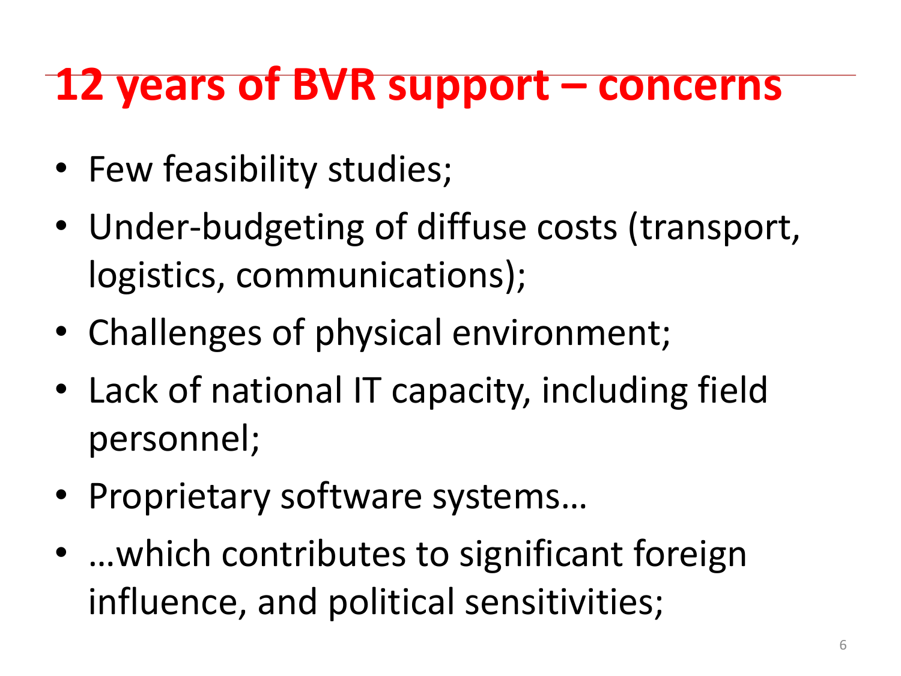# 12 years of BVR support – concerns

- Few feasibility studies;
- Under-budgeting of diffuse costs (transport, logistics, communications);
- Challenges of physical environment;
- Lack of national IT capacity, including field personnel;
- Proprietary software systems…
- …which contributes to significant foreign influence, and political sensitivities;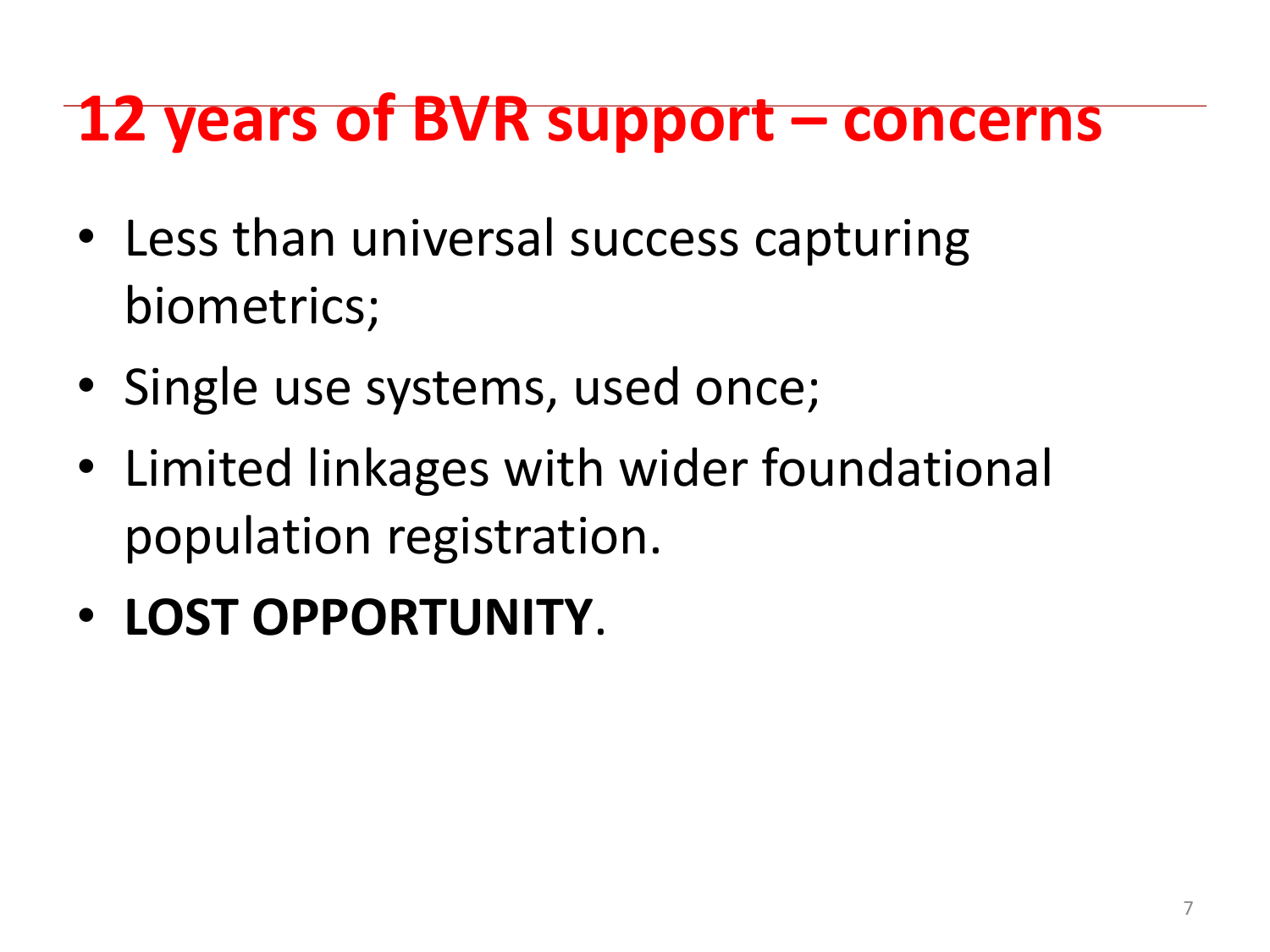# 12 years of BVR support – concerns

- Less than universal success capturing biometrics;
- Single use systems, used once;
- Limited linkages with wider foundational population registration.
- **LOST OPPORTUNITY**.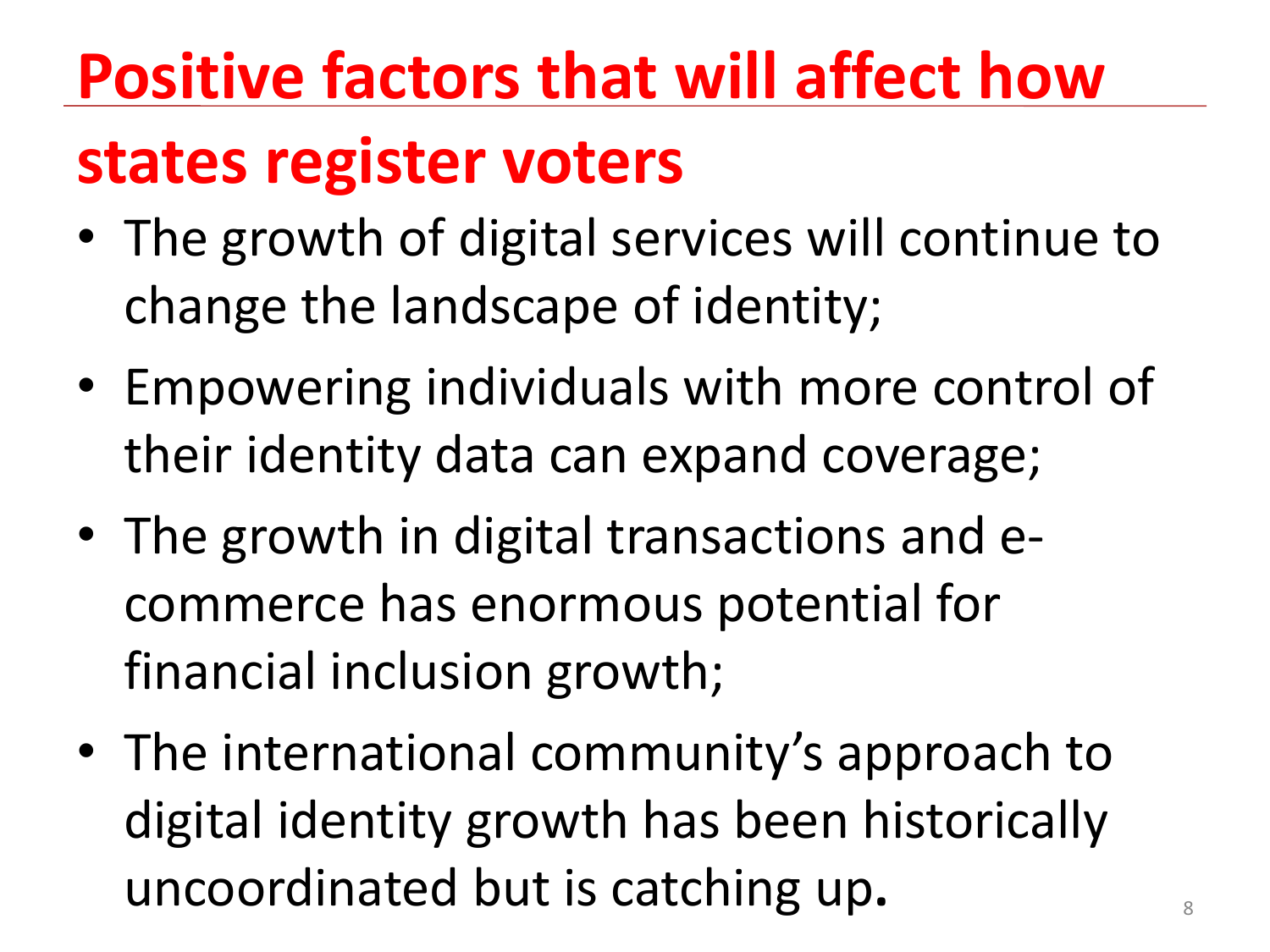# Positive factors that will affect how states register voters

- The growth of digital services will continue to change the landscape of identity;
- Empowering individuals with more control of their identity data can expand coverage;
- The growth in digital transactions and e-commerce has enormous potential for financial inclusion growth;
- The international community's approach to digital identity growth has been historically uncoordinated but is catching up**.**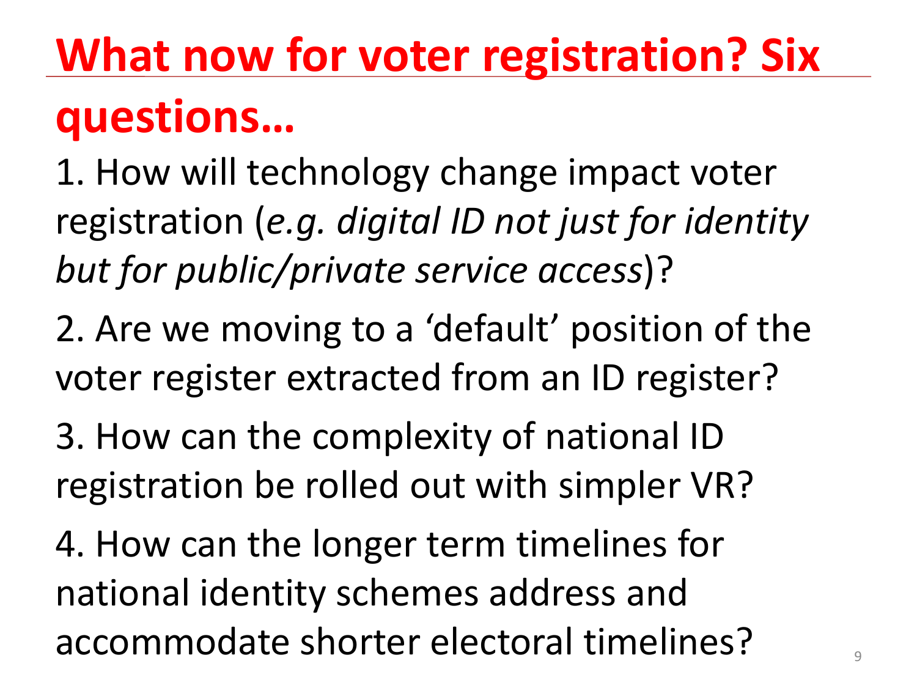# What now for voter registration? Six questions…

1. How will technology change impact voter registration (*e.g. digital ID not just for identity but for public/private service access*)?

2. Are we moving to a 'default' position of the voter register extracted from an ID register?

3. How can the complexity of national ID registration be rolled out with simpler VR?

4. How can the longer term timelines for national identity schemes address and accommodate shorter electoral timelines?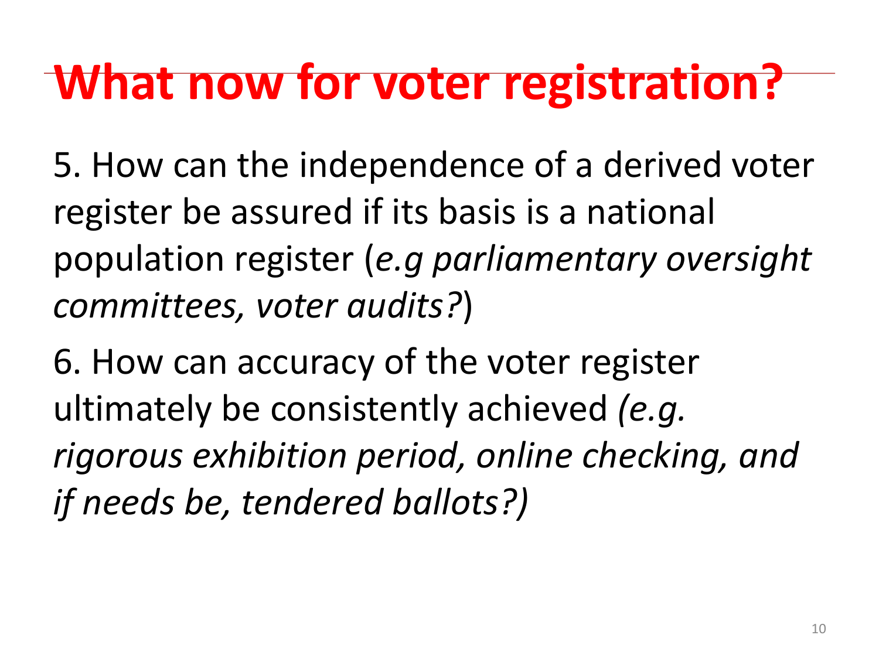# What now for voter registration?

5. How can the independence of a derived voter register be assured if its basis is a national population register (*e.g parliamentary oversight committees, voter audits?*)

6. How can accuracy of the voter register ultimately be consistently achieved *(e.g. rigorous exhibition period, online checking, and if needs be, tendered ballots?)*